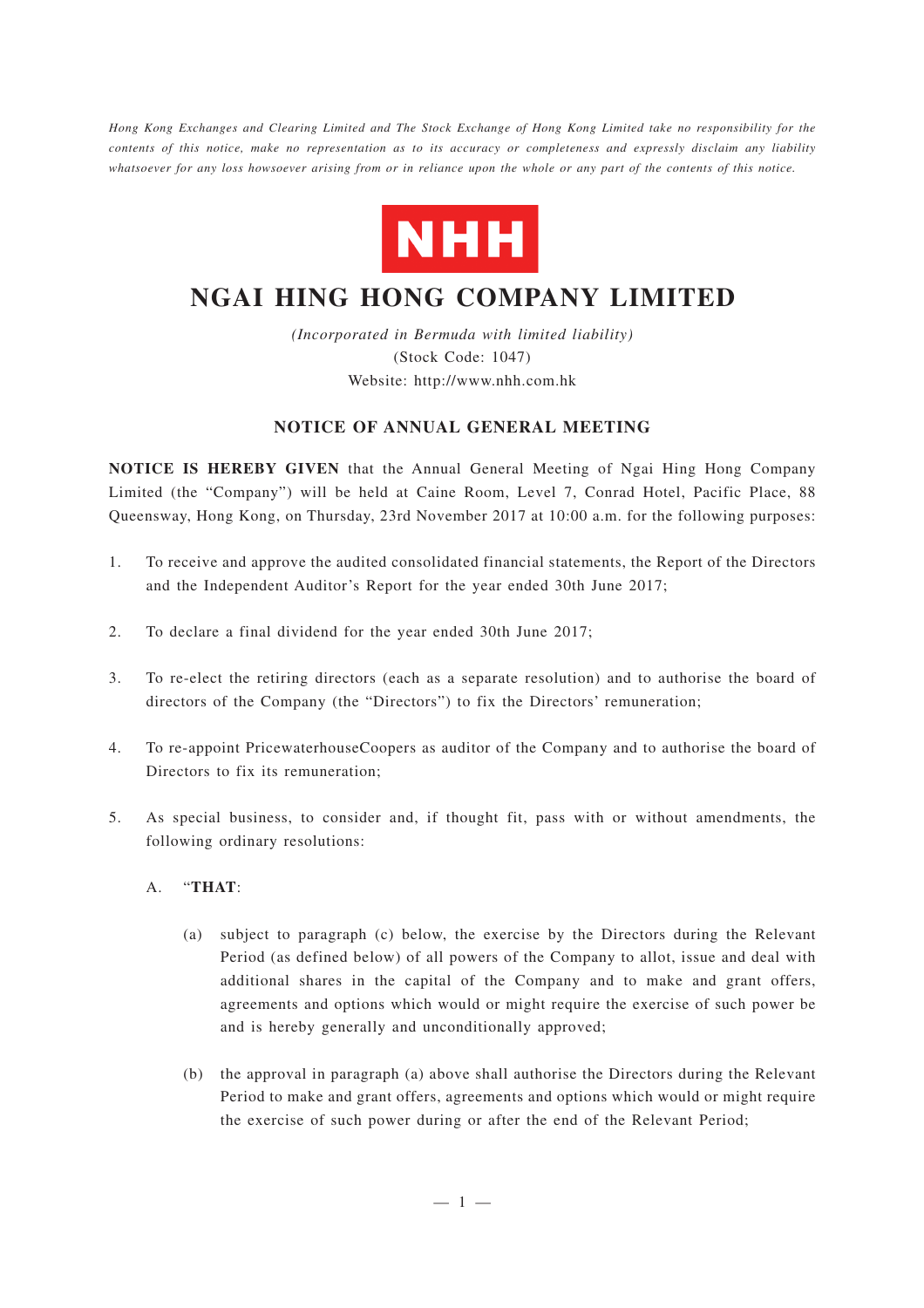*Hong Kong Exchanges and Clearing Limited and The Stock Exchange of Hong Kong Limited take no responsibility for the contents of this notice, make no representation as to its accuracy or completeness and expressly disclaim any liability whatsoever for any loss howsoever arising from or in reliance upon the whole or any part of the contents of this notice.*

NHH

# NGAI HING HONG COMPANY LIMITED

*(Incorporated in Bermuda with limited liability)*
(Stock Code: 1047)
Website: http://www.nhh.com.hk

## NOTICE OF ANNUAL GENERAL MEETING

**NOTICE IS HEREBY GIVEN** that the Annual General Meeting of Ngai Hing Hong Company Limited (the "Company") will be held at Caine Room, Level 7, Conrad Hotel, Pacific Place, 88 Queensway, Hong Kong, on Thursday, 23rd November 2017 at 10:00 a.m. for the following purposes:

1. To receive and approve the audited consolidated financial statements, the Report of the Directors and the Independent Auditor's Report for the year ended 30th June 2017;

2. To declare a final dividend for the year ended 30th June 2017;

3. To re-elect the retiring directors (each as a separate resolution) and to authorise the board of directors of the Company (the "Directors") to fix the Directors' remuneration;

4. To re-appoint PricewaterhouseCoopers as auditor of the Company and to authorise the board of Directors to fix its remuneration;

5. As special business, to consider and, if thought fit, pass with or without amendments, the following ordinary resolutions:

   A. "**THAT**:

      (a) subject to paragraph (c) below, the exercise by the Directors during the Relevant Period (as defined below) of all powers of the Company to allot, issue and deal with additional shares in the capital of the Company and to make and grant offers, agreements and options which would or might require the exercise of such power be and is hereby generally and unconditionally approved;

      (b) the approval in paragraph (a) above shall authorise the Directors during the Relevant Period to make and grant offers, agreements and options which would or might require the exercise of such power during or after the end of the Relevant Period;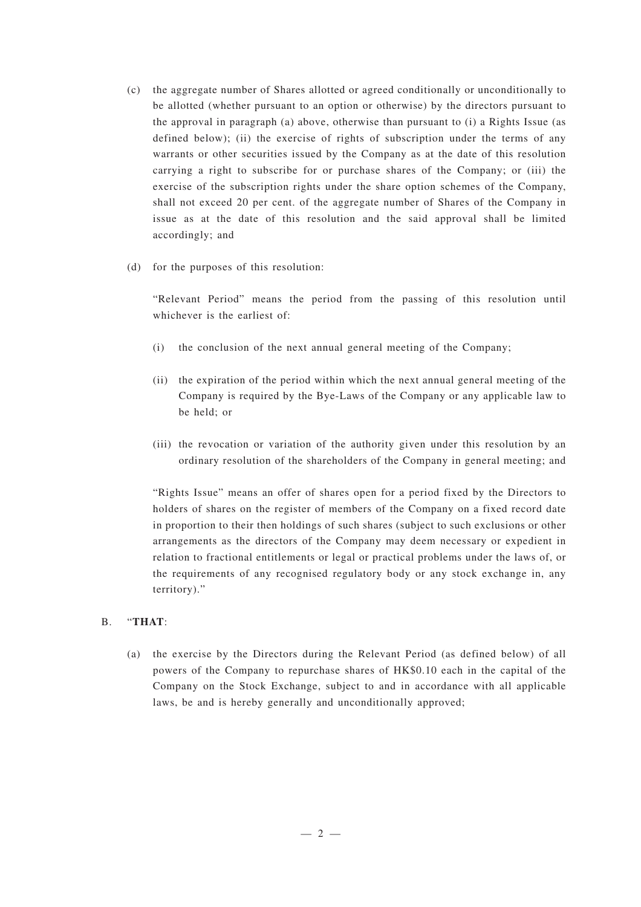(c) the aggregate number of Shares allotted or agreed conditionally or unconditionally to be allotted (whether pursuant to an option or otherwise) by the directors pursuant to the approval in paragraph (a) above, otherwise than pursuant to (i) a Rights Issue (as defined below); (ii) the exercise of rights of subscription under the terms of any warrants or other securities issued by the Company as at the date of this resolution carrying a right to subscribe for or purchase shares of the Company; or (iii) the exercise of the subscription rights under the share option schemes of the Company, shall not exceed 20 per cent. of the aggregate number of Shares of the Company in issue as at the date of this resolution and the said approval shall be limited accordingly; and

(d) for the purposes of this resolution:

"Relevant Period" means the period from the passing of this resolution until whichever is the earliest of:

(i) the conclusion of the next annual general meeting of the Company;

(ii) the expiration of the period within which the next annual general meeting of the Company is required by the Bye-Laws of the Company or any applicable law to be held; or

(iii) the revocation or variation of the authority given under this resolution by an ordinary resolution of the shareholders of the Company in general meeting; and

"Rights Issue" means an offer of shares open for a period fixed by the Directors to holders of shares on the register of members of the Company on a fixed record date in proportion to their then holdings of such shares (subject to such exclusions or other arrangements as the directors of the Company may deem necessary or expedient in relation to fractional entitlements or legal or practical problems under the laws of, or the requirements of any recognised regulatory body or any stock exchange in, any territory)."

B. "**THAT**:

(a) the exercise by the Directors during the Relevant Period (as defined below) of all powers of the Company to repurchase shares of HK$0.10 each in the capital of the Company on the Stock Exchange, subject to and in accordance with all applicable laws, be and is hereby generally and unconditionally approved;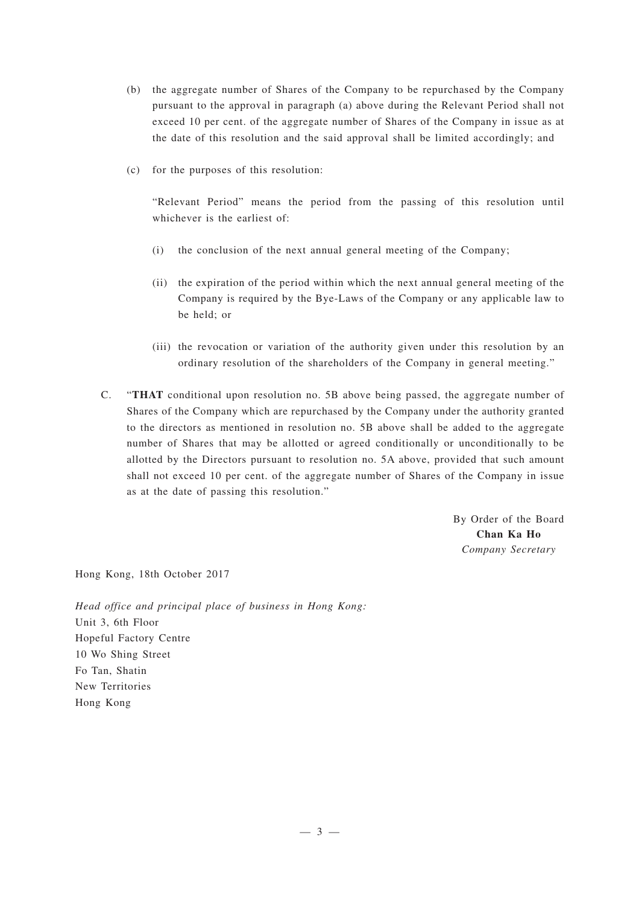(b) the aggregate number of Shares of the Company to be repurchased by the Company pursuant to the approval in paragraph (a) above during the Relevant Period shall not exceed 10 per cent. of the aggregate number of Shares of the Company in issue as at the date of this resolution and the said approval shall be limited accordingly; and

(c) for the purposes of this resolution:

"Relevant Period" means the period from the passing of this resolution until whichever is the earliest of:

(i) the conclusion of the next annual general meeting of the Company;

(ii) the expiration of the period within which the next annual general meeting of the Company is required by the Bye-Laws of the Company or any applicable law to be held; or

(iii) the revocation or variation of the authority given under this resolution by an ordinary resolution of the shareholders of the Company in general meeting."

C. "**THAT** conditional upon resolution no. 5B above being passed, the aggregate number of Shares of the Company which are repurchased by the Company under the authority granted to the directors as mentioned in resolution no. 5B above shall be added to the aggregate number of Shares that may be allotted or agreed conditionally or unconditionally to be allotted by the Directors pursuant to resolution no. 5A above, provided that such amount shall not exceed 10 per cent. of the aggregate number of Shares of the Company in issue as at the date of passing this resolution."

By Order of the Board
**Chan Ka Ho**
*Company Secretary*

Hong Kong, 18th October 2017

*Head office and principal place of business in Hong Kong:*
Unit 3, 6th Floor
Hopeful Factory Centre
10 Wo Shing Street
Fo Tan, Shatin
New Territories
Hong Kong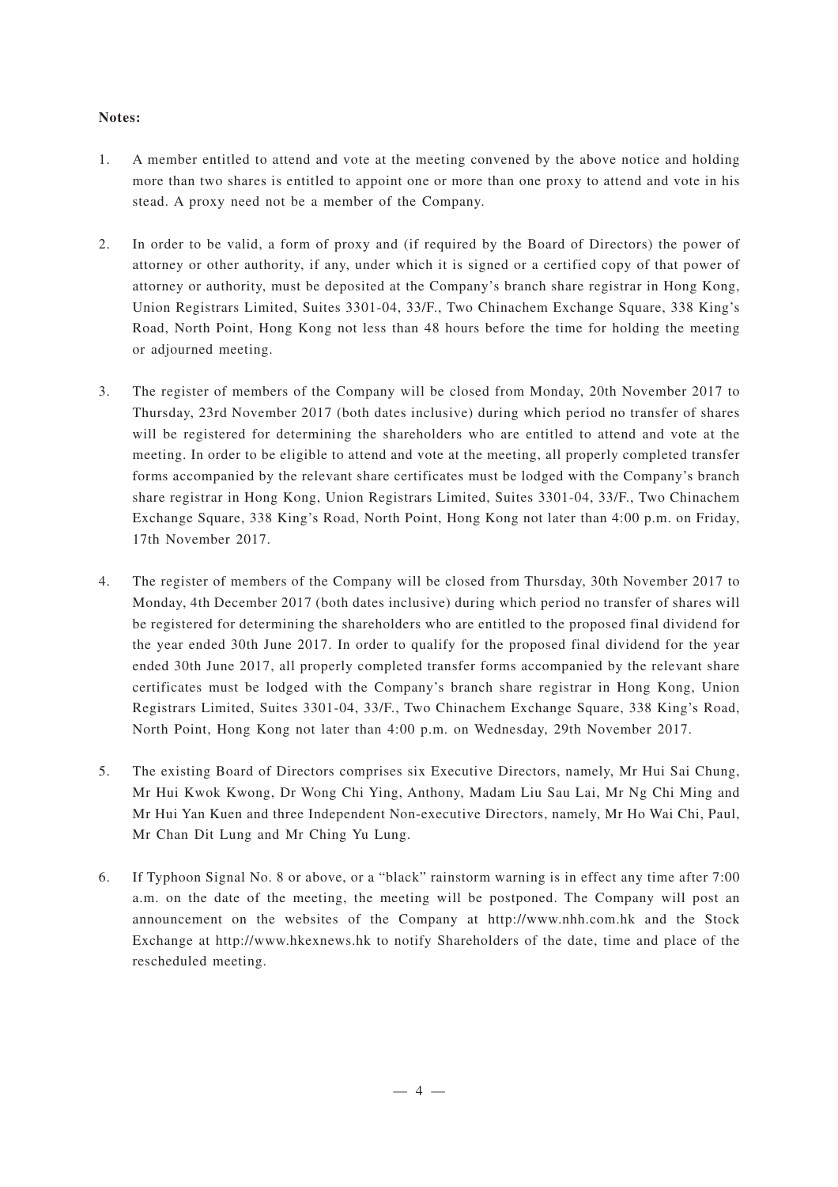**Notes:**

1. A member entitled to attend and vote at the meeting convened by the above notice and holding more than two shares is entitled to appoint one or more than one proxy to attend and vote in his stead. A proxy need not be a member of the Company.

2. In order to be valid, a form of proxy and (if required by the Board of Directors) the power of attorney or other authority, if any, under which it is signed or a certified copy of that power of attorney or authority, must be deposited at the Company's branch share registrar in Hong Kong, Union Registrars Limited, Suites 3301-04, 33/F., Two Chinachem Exchange Square, 338 King's Road, North Point, Hong Kong not less than 48 hours before the time for holding the meeting or adjourned meeting.

3. The register of members of the Company will be closed from Monday, 20th November 2017 to Thursday, 23rd November 2017 (both dates inclusive) during which period no transfer of shares will be registered for determining the shareholders who are entitled to attend and vote at the meeting. In order to be eligible to attend and vote at the meeting, all properly completed transfer forms accompanied by the relevant share certificates must be lodged with the Company's branch share registrar in Hong Kong, Union Registrars Limited, Suites 3301-04, 33/F., Two Chinachem Exchange Square, 338 King's Road, North Point, Hong Kong not later than 4:00 p.m. on Friday, 17th November 2017.

4. The register of members of the Company will be closed from Thursday, 30th November 2017 to Monday, 4th December 2017 (both dates inclusive) during which period no transfer of shares will be registered for determining the shareholders who are entitled to the proposed final dividend for the year ended 30th June 2017. In order to qualify for the proposed final dividend for the year ended 30th June 2017, all properly completed transfer forms accompanied by the relevant share certificates must be lodged with the Company's branch share registrar in Hong Kong, Union Registrars Limited, Suites 3301-04, 33/F., Two Chinachem Exchange Square, 338 King's Road, North Point, Hong Kong not later than 4:00 p.m. on Wednesday, 29th November 2017.

5. The existing Board of Directors comprises six Executive Directors, namely, Mr Hui Sai Chung, Mr Hui Kwok Kwong, Dr Wong Chi Ying, Anthony, Madam Liu Sau Lai, Mr Ng Chi Ming and Mr Hui Yan Kuen and three Independent Non-executive Directors, namely, Mr Ho Wai Chi, Paul, Mr Chan Dit Lung and Mr Ching Yu Lung.

6. If Typhoon Signal No. 8 or above, or a "black" rainstorm warning is in effect any time after 7:00 a.m. on the date of the meeting, the meeting will be postponed. The Company will post an announcement on the websites of the Company at http://www.nhh.com.hk and the Stock Exchange at http://www.hkexnews.hk to notify Shareholders of the date, time and place of the rescheduled meeting.